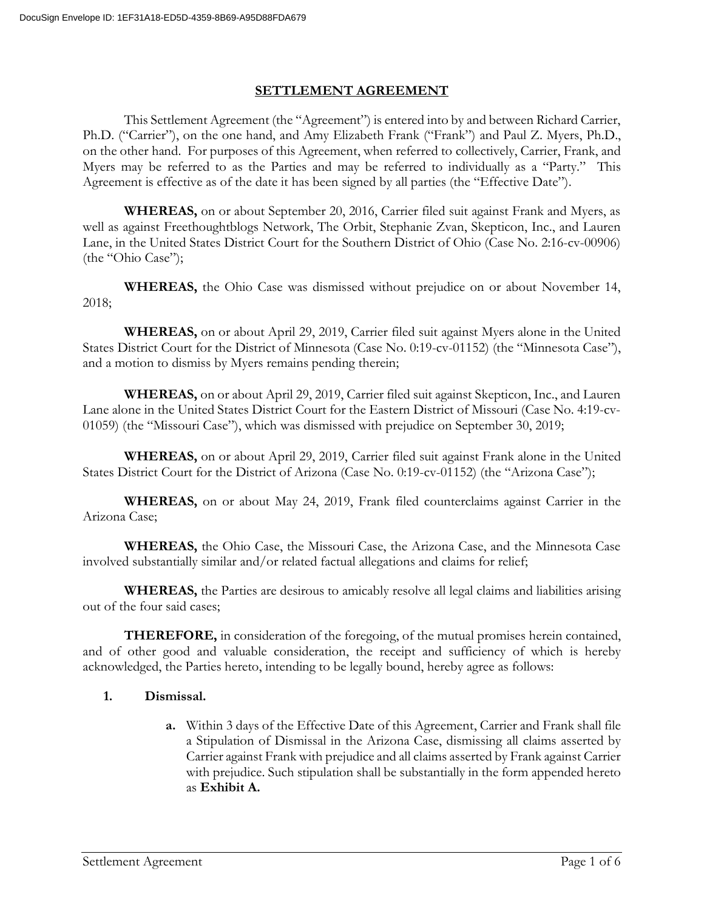# SETTLEMENT AGREEMENT

This Settlement Agreement (the "Agreement") is entered into by and between Richard Carrier, Ph.D. ("Carrier"), on the one hand, and Amy Elizabeth Frank ("Frank") and Paul Z. Myers, Ph.D., on the other hand. For purposes of this Agreement, when referred to collectively, Carrier, Frank, and Myers may be referred to as the Parties and may be referred to individually as a "Party." This Agreement is effective as of the date it has been signed by all parties (the "Effective Date").

**WHEREAS,** on or about September 20, 2016, Carrier filed suit against Frank and Myers, as well as against Freethoughtblogs Network, The Orbit, Stephanie Zvan, Skepticon, Inc., and Lauren Lane, in the United States District Court for the Southern District of Ohio (Case No. 2:16-cv-00906) (the "Ohio Case");

**WHEREAS,** the Ohio Case was dismissed without prejudice on or about November 14, 2018;

**WHEREAS,** on or about April 29, 2019, Carrier filed suit against Myers alone in the United States District Court for the District of Minnesota (Case No. 0:19-cv-01152) (the "Minnesota Case"), and a motion to dismiss by Myers remains pending therein;

**WHEREAS,** on or about April 29, 2019, Carrier filed suit against Skepticon, Inc., and Lauren Lane alone in the United States District Court for the Eastern District of Missouri (Case No. 4:19-cv-01059) (the "Missouri Case"), which was dismissed with prejudice on September 30, 2019;

**WHEREAS,** on or about April 29, 2019, Carrier filed suit against Frank alone in the United States District Court for the District of Arizona (Case No. 0:19-cv-01152) (the "Arizona Case");

**WHEREAS,** on or about May 24, 2019, Frank filed counterclaims against Carrier in the Arizona Case;

**WHEREAS,** the Ohio Case, the Missouri Case, the Arizona Case, and the Minnesota Case involved substantially similar and/or related factual allegations and claims for relief;

**WHEREAS,** the Parties are desirous to amicably resolve all legal claims and liabilities arising out of the four said cases;

**THEREFORE,** in consideration of the foregoing, of the mutual promises herein contained, and of other good and valuable consideration, the receipt and sufficiency of which is hereby acknowledged, the Parties hereto, intending to be legally bound, hereby agree as follows:

1. **Dismissal.**

   a. Within 3 days of the Effective Date of this Agreement, Carrier and Frank shall file a Stipulation of Dismissal in the Arizona Case, dismissing all claims asserted by Carrier against Frank with prejudice and all claims asserted by Frank against Carrier with prejudice. Such stipulation shall be substantially in the form appended hereto as **Exhibit A.**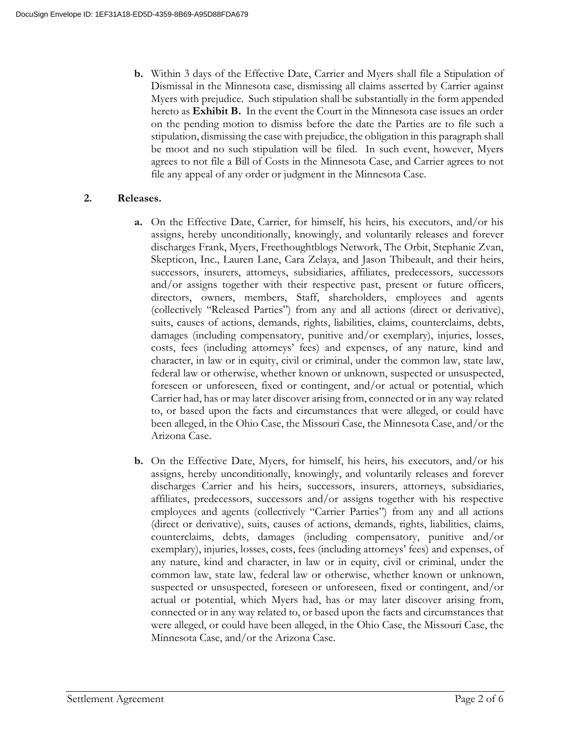**b.** Within 3 days of the Effective Date, Carrier and Myers shall file a Stipulation of Dismissal in the Minnesota case, dismissing all claims asserted by Carrier against Myers with prejudice. Such stipulation shall be substantially in the form appended hereto as **Exhibit B.** In the event the Court in the Minnesota case issues an order on the pending motion to dismiss before the date the Parties are to file such a stipulation, dismissing the case with prejudice, the obligation in this paragraph shall be moot and no such stipulation will be filed. In such event, however, Myers agrees to not file a Bill of Costs in the Minnesota Case, and Carrier agrees to not file any appeal of any order or judgment in the Minnesota Case.

**2. Releases.**

**a.** On the Effective Date, Carrier, for himself, his heirs, his executors, and/or his assigns, hereby unconditionally, knowingly, and voluntarily releases and forever discharges Frank, Myers, Freethoughtblogs Network, The Orbit, Stephanie Zvan, Skepticon, Inc., Lauren Lane, Cara Zelaya, and Jason Thibeault, and their heirs, successors, insurers, attorneys, subsidiaries, affiliates, predecessors, successors and/or assigns together with their respective past, present or future officers, directors, owners, members, Staff, shareholders, employees and agents (collectively "Released Parties") from any and all actions (direct or derivative), suits, causes of actions, demands, rights, liabilities, claims, counterclaims, debts, damages (including compensatory, punitive and/or exemplary), injuries, losses, costs, fees (including attorneys' fees) and expenses, of any nature, kind and character, in law or in equity, civil or criminal, under the common law, state law, federal law or otherwise, whether known or unknown, suspected or unsuspected, foreseen or unforeseen, fixed or contingent, and/or actual or potential, which Carrier had, has or may later discover arising from, connected or in any way related to, or based upon the facts and circumstances that were alleged, or could have been alleged, in the Ohio Case, the Missouri Case, the Minnesota Case, and/or the Arizona Case.

**b.** On the Effective Date, Myers, for himself, his heirs, his executors, and/or his assigns, hereby unconditionally, knowingly, and voluntarily releases and forever discharges Carrier and his heirs, successors, insurers, attorneys, subsidiaries, affiliates, predecessors, successors and/or assigns together with his respective employees and agents (collectively "Carrier Parties") from any and all actions (direct or derivative), suits, causes of actions, demands, rights, liabilities, claims, counterclaims, debts, damages (including compensatory, punitive and/or exemplary), injuries, losses, costs, fees (including attorneys' fees) and expenses, of any nature, kind and character, in law or in equity, civil or criminal, under the common law, state law, federal law or otherwise, whether known or unknown, suspected or unsuspected, foreseen or unforeseen, fixed or contingent, and/or actual or potential, which Myers had, has or may later discover arising from, connected or in any way related to, or based upon the facts and circumstances that were alleged, or could have been alleged, in the Ohio Case, the Missouri Case, the Minnesota Case, and/or the Arizona Case.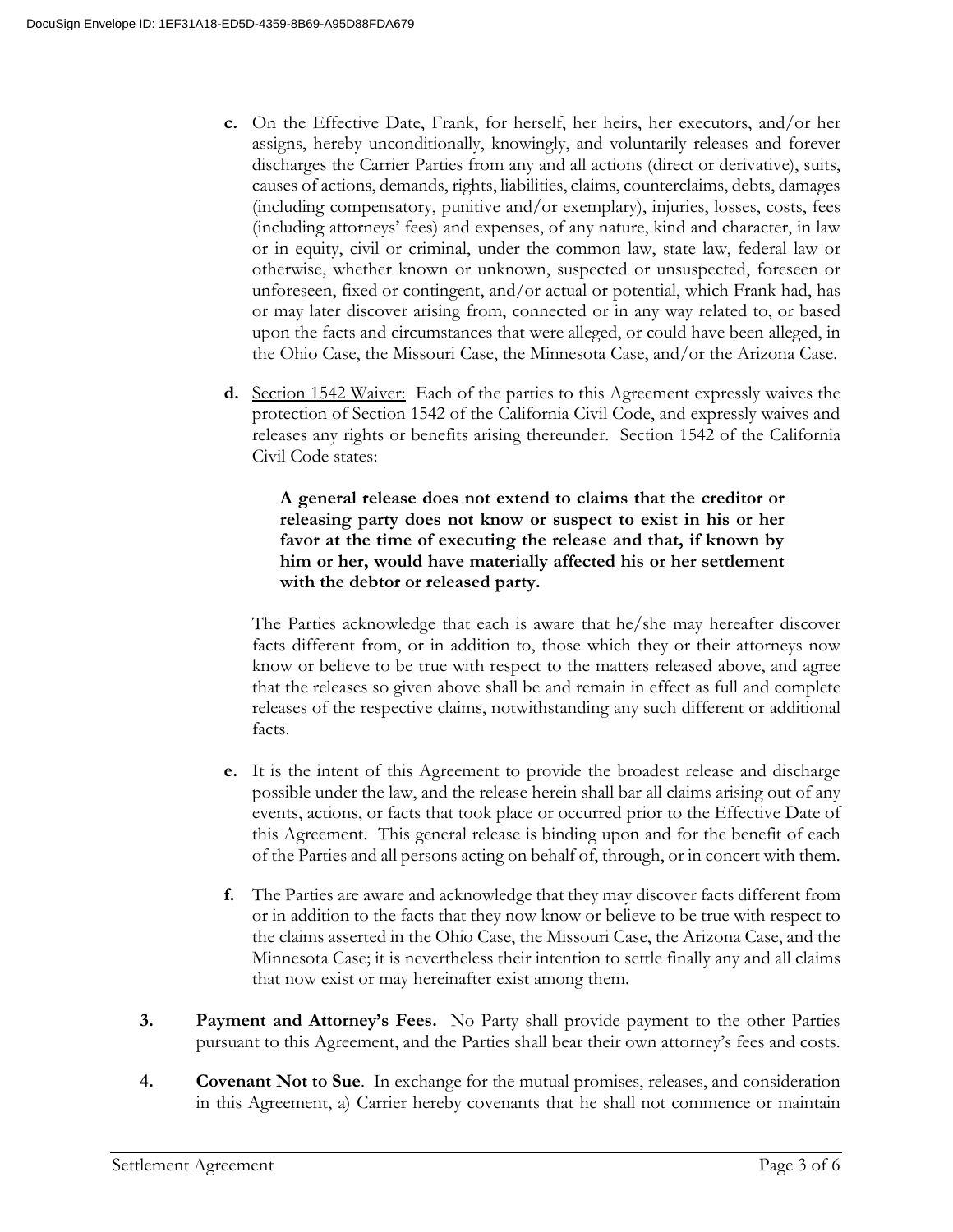**c.** On the Effective Date, Frank, for herself, her heirs, her executors, and/or her assigns, hereby unconditionally, knowingly, and voluntarily releases and forever discharges the Carrier Parties from any and all actions (direct or derivative), suits, causes of actions, demands, rights, liabilities, claims, counterclaims, debts, damages (including compensatory, punitive and/or exemplary), injuries, losses, costs, fees (including attorneys' fees) and expenses, of any nature, kind and character, in law or in equity, civil or criminal, under the common law, state law, federal law or otherwise, whether known or unknown, suspected or unsuspected, foreseen or unforeseen, fixed or contingent, and/or actual or potential, which Frank had, has or may later discover arising from, connected or in any way related to, or based upon the facts and circumstances that were alleged, or could have been alleged, in the Ohio Case, the Missouri Case, the Minnesota Case, and/or the Arizona Case.

**d.** <u>Section 1542 Waiver:</u> Each of the parties to this Agreement expressly waives the protection of Section 1542 of the California Civil Code, and expressly waives and releases any rights or benefits arising thereunder. Section 1542 of the California Civil Code states:

> **A general release does not extend to claims that the creditor or releasing party does not know or suspect to exist in his or her favor at the time of executing the release and that, if known by him or her, would have materially affected his or her settlement with the debtor or released party.**

The Parties acknowledge that each is aware that he/she may hereafter discover facts different from, or in addition to, those which they or their attorneys now know or believe to be true with respect to the matters released above, and agree that the releases so given above shall be and remain in effect as full and complete releases of the respective claims, notwithstanding any such different or additional facts.

**e.** It is the intent of this Agreement to provide the broadest release and discharge possible under the law, and the release herein shall bar all claims arising out of any events, actions, or facts that took place or occurred prior to the Effective Date of this Agreement. This general release is binding upon and for the benefit of each of the Parties and all persons acting on behalf of, through, or in concert with them.

**f.** The Parties are aware and acknowledge that they may discover facts different from or in addition to the facts that they now know or believe to be true with respect to the claims asserted in the Ohio Case, the Missouri Case, the Arizona Case, and the Minnesota Case; it is nevertheless their intention to settle finally any and all claims that now exist or may hereinafter exist among them.

**3. Payment and Attorney's Fees.** No Party shall provide payment to the other Parties pursuant to this Agreement, and the Parties shall bear their own attorney's fees and costs.

**4. Covenant Not to Sue**. In exchange for the mutual promises, releases, and consideration in this Agreement, a) Carrier hereby covenants that he shall not commence or maintain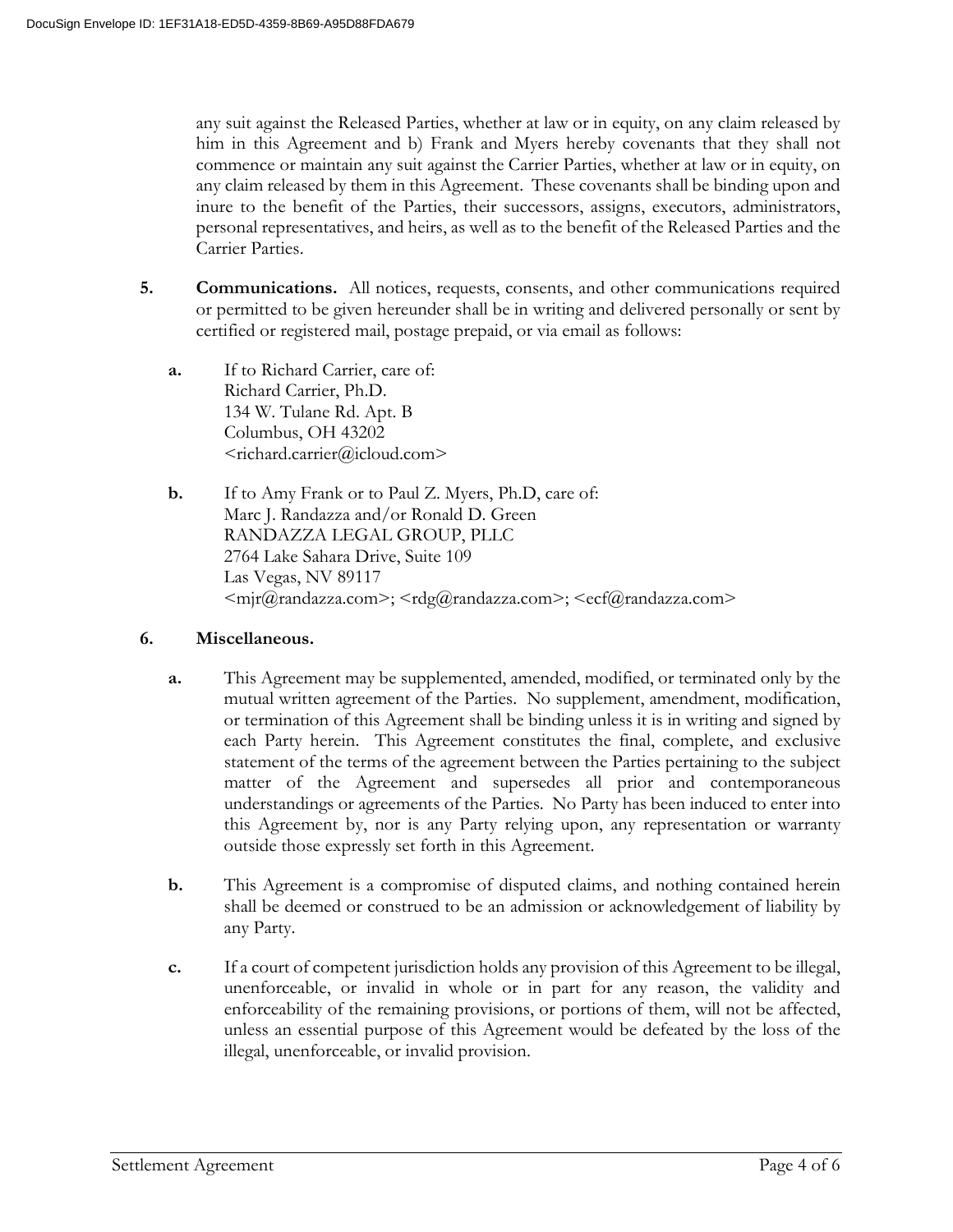any suit against the Released Parties, whether at law or in equity, on any claim released by him in this Agreement and b) Frank and Myers hereby covenants that they shall not commence or maintain any suit against the Carrier Parties, whether at law or in equity, on any claim released by them in this Agreement. These covenants shall be binding upon and inure to the benefit of the Parties, their successors, assigns, executors, administrators, personal representatives, and heirs, as well as to the benefit of the Released Parties and the Carrier Parties.

**5. Communications.** All notices, requests, consents, and other communications required or permitted to be given hereunder shall be in writing and delivered personally or sent by certified or registered mail, postage prepaid, or via email as follows:

**a.** If to Richard Carrier, care of:
Richard Carrier, Ph.D.
134 W. Tulane Rd. Apt. B
Columbus, OH 43202
<richard.carrier@icloud.com>

**b.** If to Amy Frank or to Paul Z. Myers, Ph.D, care of:
Marc J. Randazza and/or Ronald D. Green
RANDAZZA LEGAL GROUP, PLLC
2764 Lake Sahara Drive, Suite 109
Las Vegas, NV 89117
<mjr@randazza.com>; <rdg@randazza.com>; <ecf@randazza.com>

**6. Miscellaneous.**

**a.** This Agreement may be supplemented, amended, modified, or terminated only by the mutual written agreement of the Parties. No supplement, amendment, modification, or termination of this Agreement shall be binding unless it is in writing and signed by each Party herein. This Agreement constitutes the final, complete, and exclusive statement of the terms of the agreement between the Parties pertaining to the subject matter of the Agreement and supersedes all prior and contemporaneous understandings or agreements of the Parties. No Party has been induced to enter into this Agreement by, nor is any Party relying upon, any representation or warranty outside those expressly set forth in this Agreement.

**b.** This Agreement is a compromise of disputed claims, and nothing contained herein shall be deemed or construed to be an admission or acknowledgement of liability by any Party.

**c.** If a court of competent jurisdiction holds any provision of this Agreement to be illegal, unenforceable, or invalid in whole or in part for any reason, the validity and enforceability of the remaining provisions, or portions of them, will not be affected, unless an essential purpose of this Agreement would be defeated by the loss of the illegal, unenforceable, or invalid provision.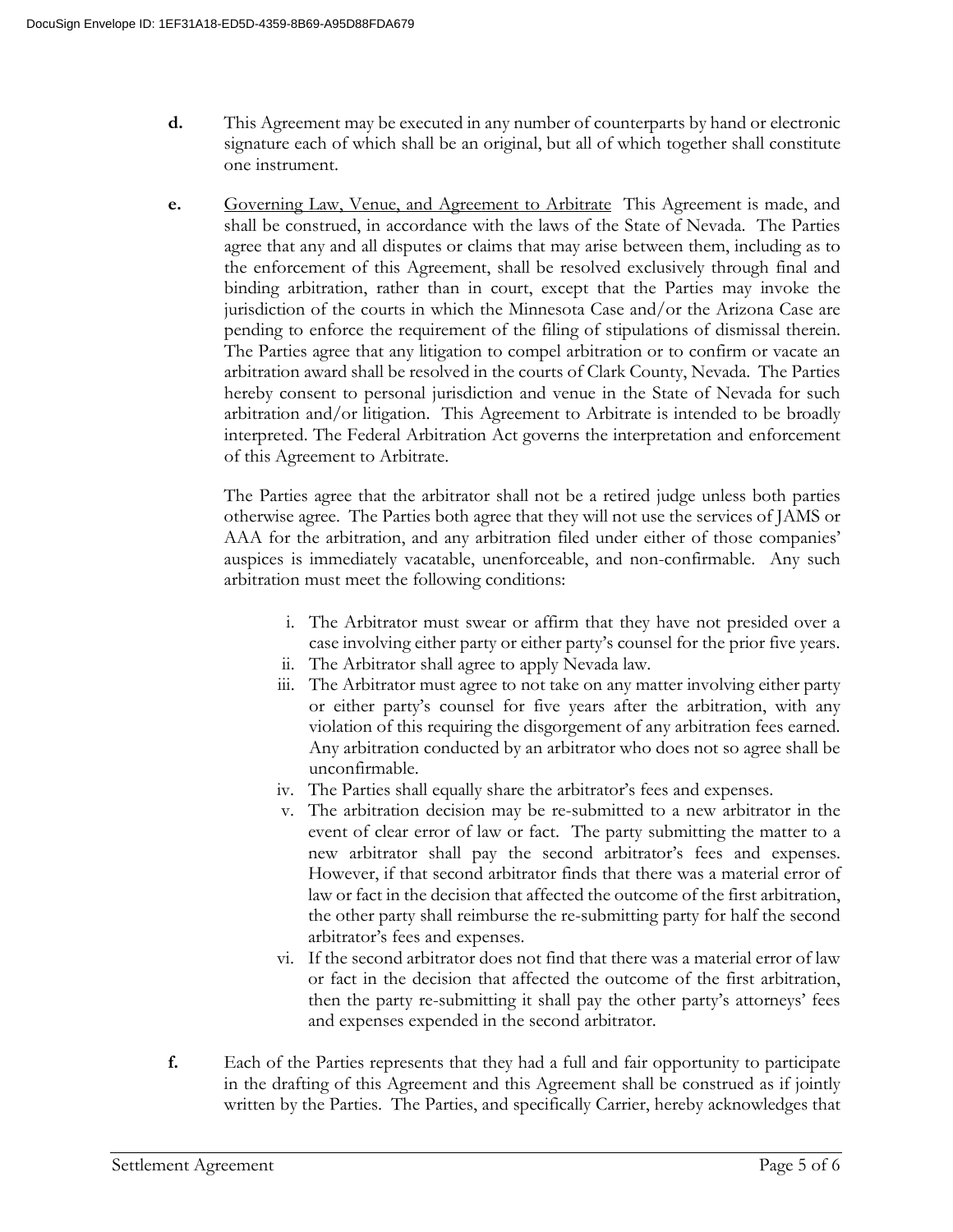**d.** This Agreement may be executed in any number of counterparts by hand or electronic signature each of which shall be an original, but all of which together shall constitute one instrument.

**e.** Governing Law, Venue, and Agreement to Arbitrate This Agreement is made, and shall be construed, in accordance with the laws of the State of Nevada. The Parties agree that any and all disputes or claims that may arise between them, including as to the enforcement of this Agreement, shall be resolved exclusively through final and binding arbitration, rather than in court, except that the Parties may invoke the jurisdiction of the courts in which the Minnesota Case and/or the Arizona Case are pending to enforce the requirement of the filing of stipulations of dismissal therein. The Parties agree that any litigation to compel arbitration or to confirm or vacate an arbitration award shall be resolved in the courts of Clark County, Nevada. The Parties hereby consent to personal jurisdiction and venue in the State of Nevada for such arbitration and/or litigation. This Agreement to Arbitrate is intended to be broadly interpreted. The Federal Arbitration Act governs the interpretation and enforcement of this Agreement to Arbitrate.

The Parties agree that the arbitrator shall not be a retired judge unless both parties otherwise agree. The Parties both agree that they will not use the services of JAMS or AAA for the arbitration, and any arbitration filed under either of those companies' auspices is immediately vacatable, unenforceable, and non-confirmable. Any such arbitration must meet the following conditions:

i. The Arbitrator must swear or affirm that they have not presided over a case involving either party or either party's counsel for the prior five years.
ii. The Arbitrator shall agree to apply Nevada law.
iii. The Arbitrator must agree to not take on any matter involving either party or either party's counsel for five years after the arbitration, with any violation of this requiring the disgorgement of any arbitration fees earned. Any arbitration conducted by an arbitrator who does not so agree shall be unconfirmable.
iv. The Parties shall equally share the arbitrator's fees and expenses.
v. The arbitration decision may be re-submitted to a new arbitrator in the event of clear error of law or fact. The party submitting the matter to a new arbitrator shall pay the second arbitrator's fees and expenses. However, if that second arbitrator finds that there was a material error of law or fact in the decision that affected the outcome of the first arbitration, the other party shall reimburse the re-submitting party for half the second arbitrator's fees and expenses.
vi. If the second arbitrator does not find that there was a material error of law or fact in the decision that affected the outcome of the first arbitration, then the party re-submitting it shall pay the other party's attorneys' fees and expenses expended in the second arbitrator.

**f.** Each of the Parties represents that they had a full and fair opportunity to participate in the drafting of this Agreement and this Agreement shall be construed as if jointly written by the Parties. The Parties, and specifically Carrier, hereby acknowledges that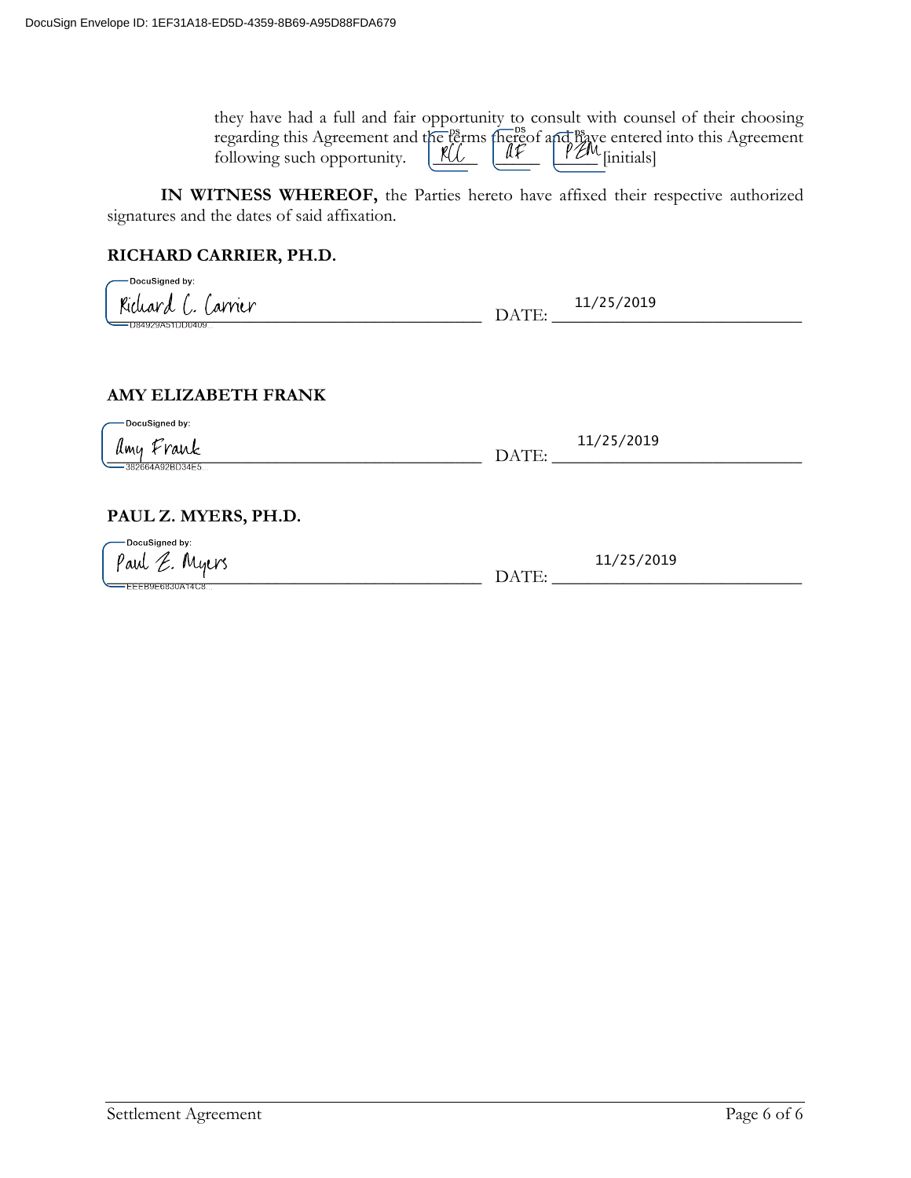they have had a full and fair opportunity to consult with counsel of their choosing regarding this Agreement and the terms thereof and have entered into this Agreement following such opportunity. RCC AF PZM [initials]

**IN WITNESS WHEREOF,** the Parties hereto have affixed their respective authorized signatures and the dates of said affixation.

**RICHARD CARRIER, PH.D.**

DocuSigned by: Richard C. Carrier
D84929A51DD0409... DATE: 11/25/2019

**AMY ELIZABETH FRANK**

DocuSigned by: Amy Frank
382664A92BD34E5... DATE: 11/25/2019

**PAUL Z. MYERS, PH.D.**

DocuSigned by: Paul Z. Myers
EEEB9E6830A14C8... DATE: 11/25/2019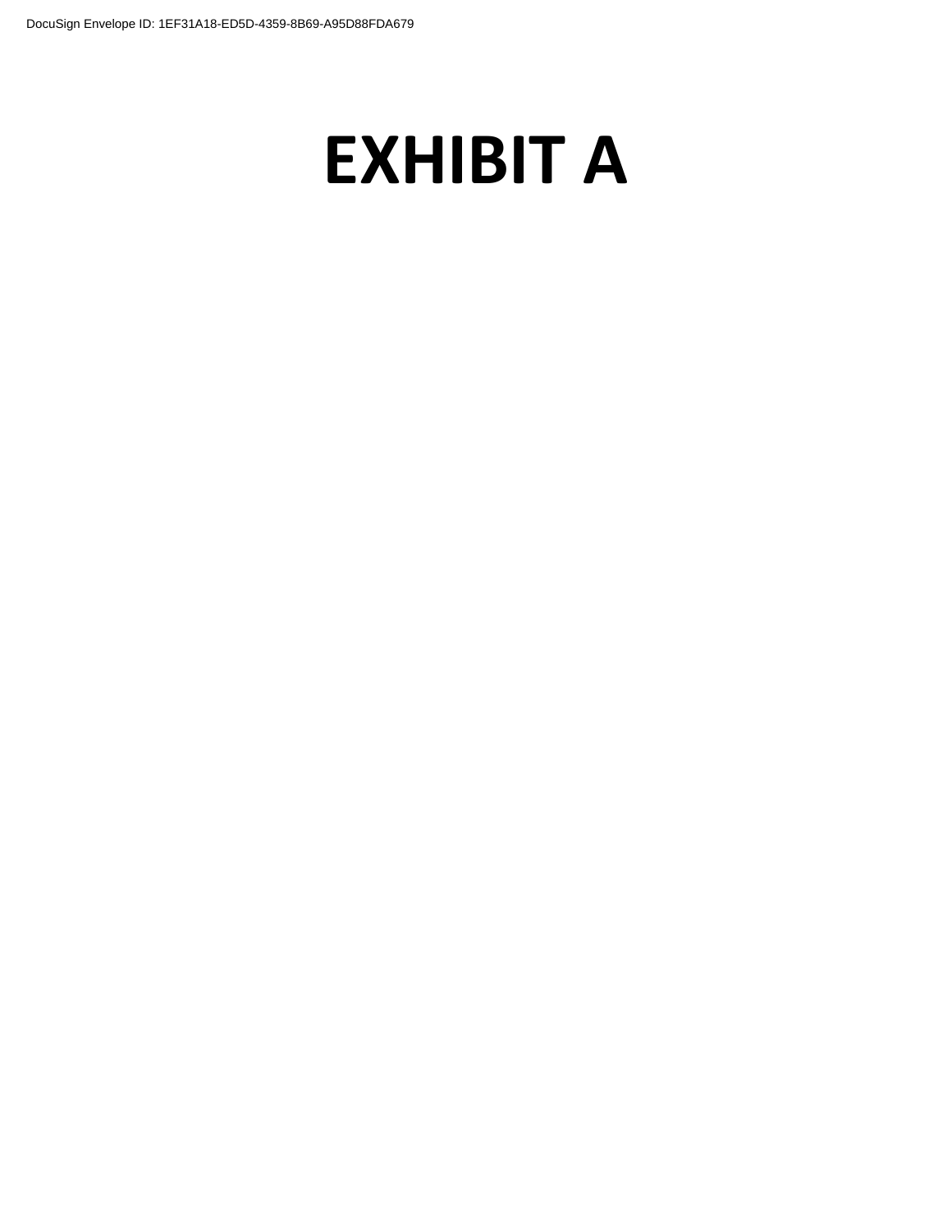DocuSign Envelope ID: 1EF31A18-ED5D-4359-8B69-A95D88FDA679

# EXHIBIT A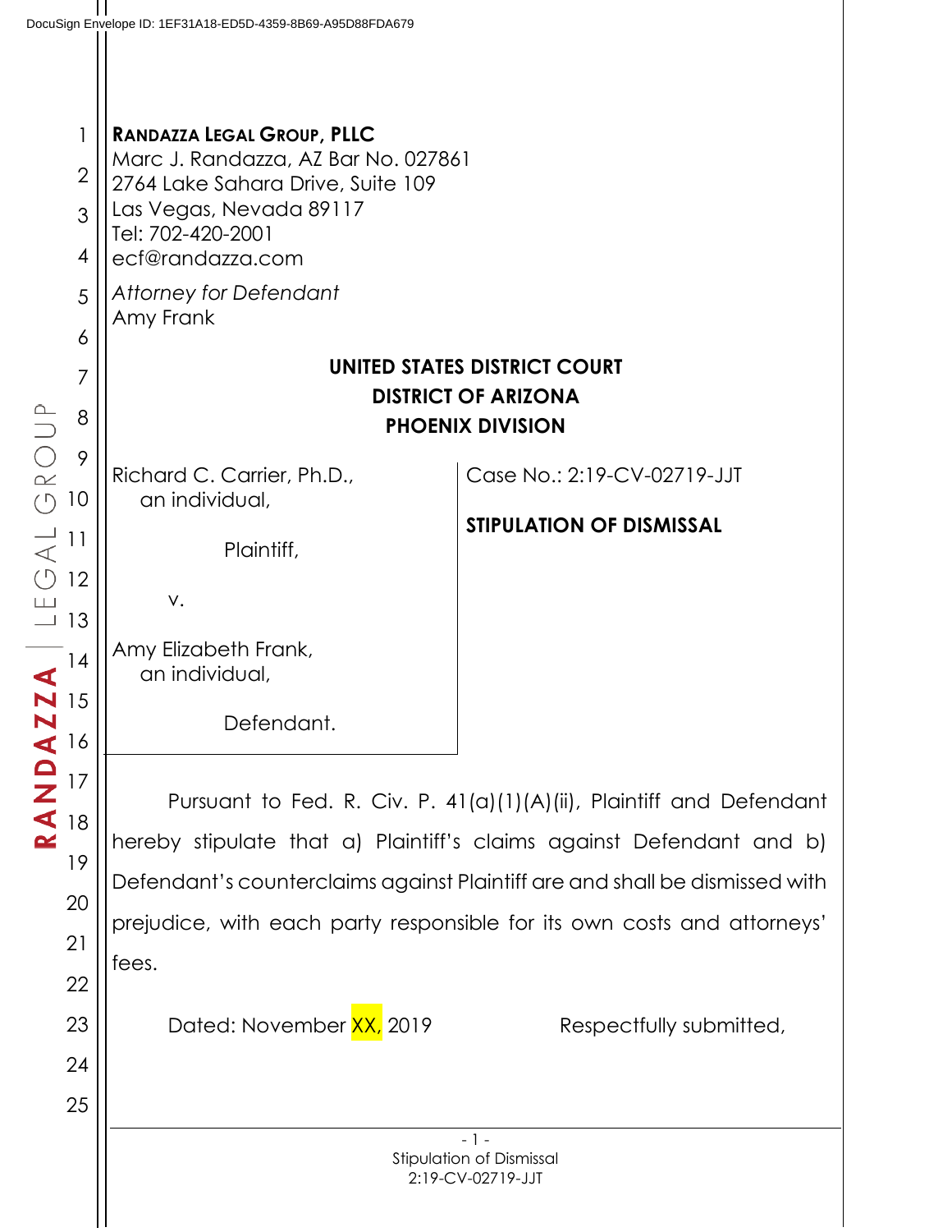DocuSign Envelope ID: 1EF31A18-ED5D-4359-8B69-A95D88FDA679

**RANDAZZA LEGAL GROUP, PLLC**
Marc J. Randazza, AZ Bar No. 027861
2764 Lake Sahara Drive, Suite 109
Las Vegas, Nevada 89117
Tel: 702-420-2001
ecf@randazza.com

*Attorney for Defendant*
Amy Frank

**UNITED STATES DISTRICT COURT**
**DISTRICT OF ARIZONA**
**PHOENIX DIVISION**

Richard C. Carrier, Ph.D., an individual,

Plaintiff,

v.

Amy Elizabeth Frank, an individual,

Defendant.

Case No.: 2:19-CV-02719-JJT

**STIPULATION OF DISMISSAL**

Pursuant to Fed. R. Civ. P. 41(a)(1)(A)(ii), Plaintiff and Defendant hereby stipulate that a) Plaintiff's claims against Defendant and b) Defendant's counterclaims against Plaintiff are and shall be dismissed with prejudice, with each party responsible for its own costs and attorneys' fees.

Dated: November XX, 2019

Respectfully submitted,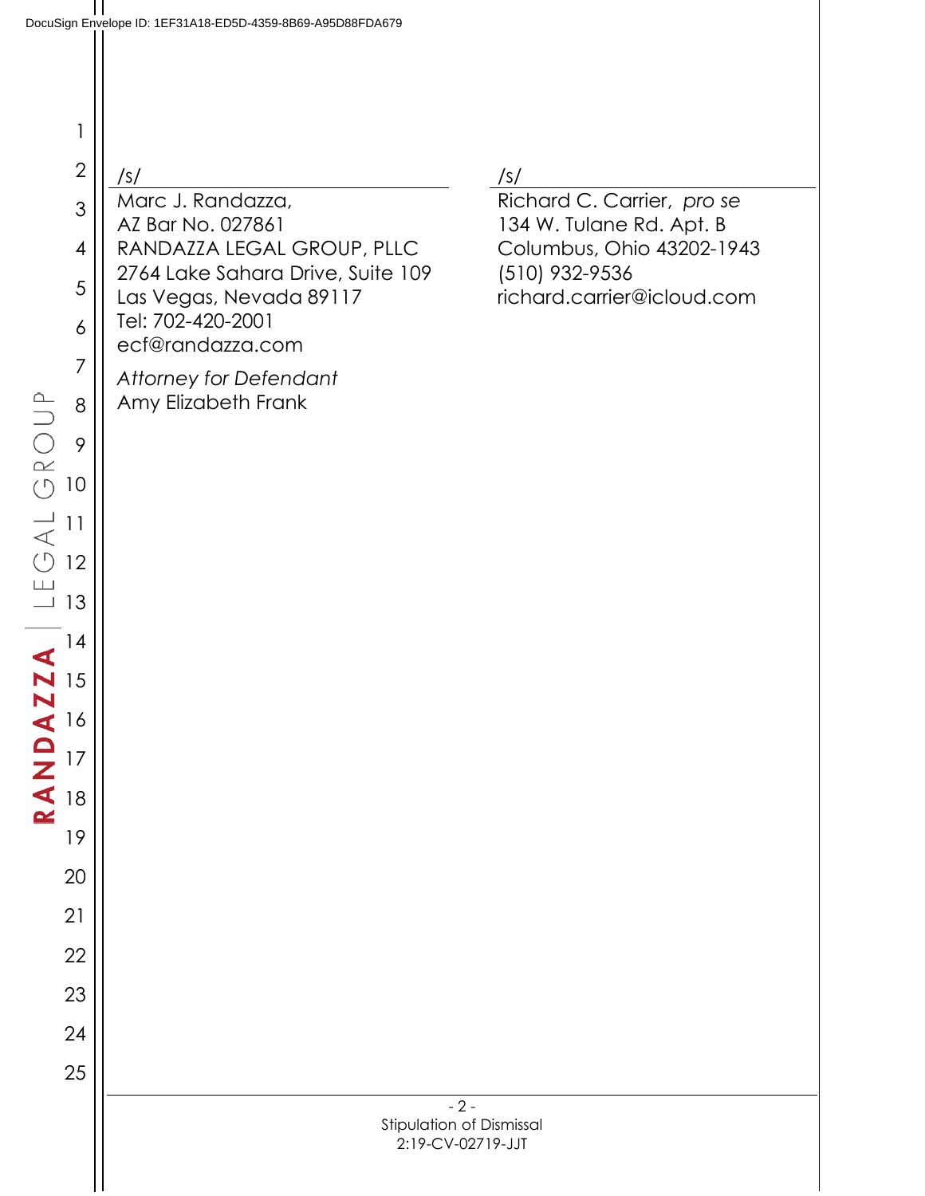/s/

Marc J. Randazza,
AZ Bar No. 027861
RANDAZZA LEGAL GROUP, PLLC
2764 Lake Sahara Drive, Suite 109
Las Vegas, Nevada 89117
Tel: 702-420-2001
ecf@randazza.com

*Attorney for Defendant*
Amy Elizabeth Frank

/s/

Richard C. Carrier, *pro se*
134 W. Tulane Rd. Apt. B
Columbus, Ohio 43202-1943
(510) 932-9536
richard.carrier@icloud.com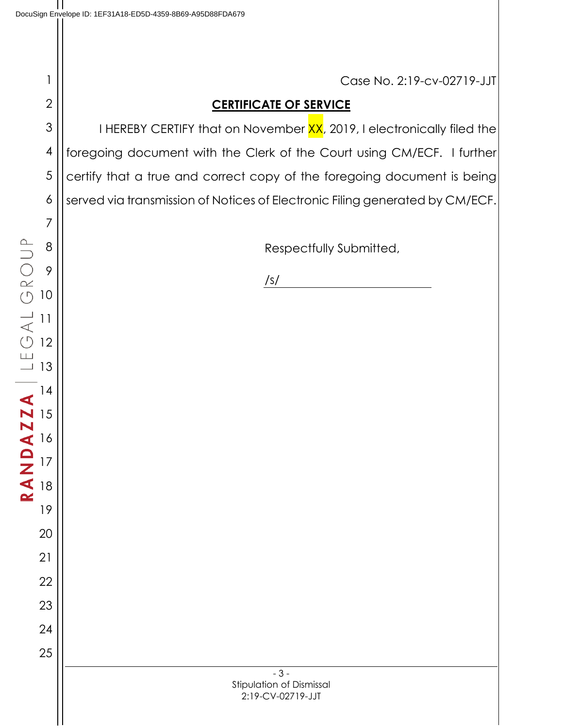Case No. 2:19-cv-02719-JJT

## CERTIFICATE OF SERVICE

I HEREBY CERTIFY that on November XX, 2019, I electronically filed the foregoing document with the Clerk of the Court using CM/ECF. I further certify that a true and correct copy of the foregoing document is being served via transmission of Notices of Electronic Filing generated by CM/ECF.

Respectfully Submitted,

/s/ ______________________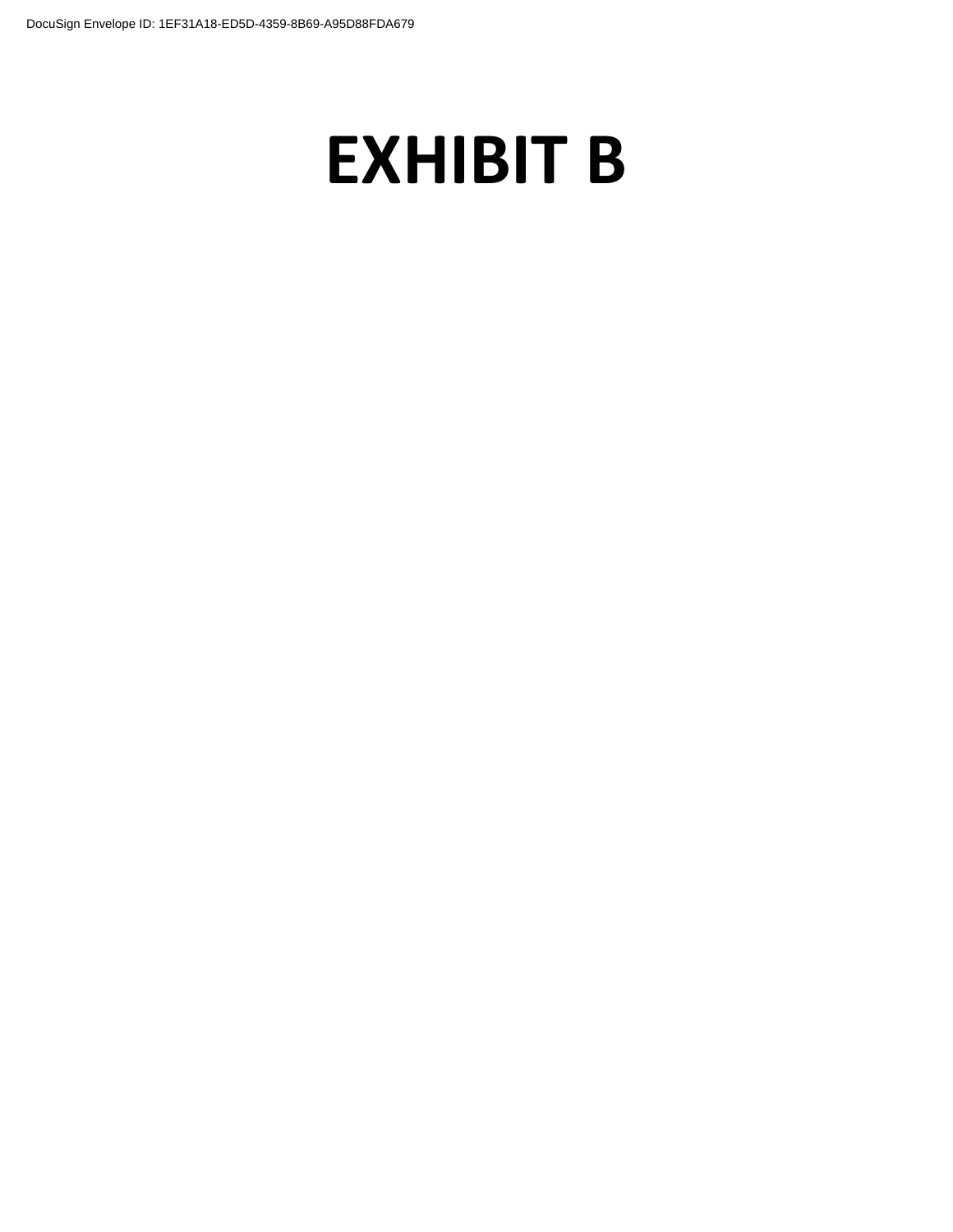DocuSign Envelope ID: 1EF31A18-ED5D-4359-8B69-A95D88FDA679

# EXHIBIT B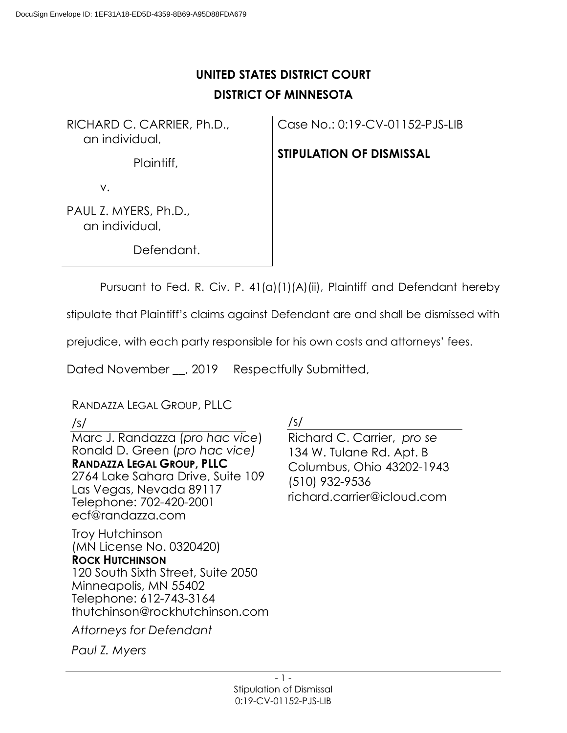DocuSign Envelope ID: 1EF31A18-ED5D-4359-8B69-A95D88FDA679

# UNITED STATES DISTRICT COURT
## DISTRICT OF MINNESOTA

| | |
|---|---|
| RICHARD C. CARRIER, Ph.D., an individual,<br><br>Plaintiff,<br><br>v.<br><br>PAUL Z. MYERS, Ph.D., an individual,<br><br>Defendant. | Case No.: 0:19-CV-01152-PJS-LIB<br><br>**STIPULATION OF DISMISSAL** |

Pursuant to Fed. R. Civ. P. 41(a)(1)(A)(ii), Plaintiff and Defendant hereby stipulate that Plaintiff's claims against Defendant are and shall be dismissed with prejudice, with each party responsible for his own costs and attorneys' fees.

Dated November __, 2019    Respectfully Submitted,

RANDAZZA LEGAL GROUP, PLLC

/s/

Marc J. Randazza (*pro hac vice*)
Ronald D. Green (*pro hac vice)*
**RANDAZZA LEGAL GROUP, PLLC**
2764 Lake Sahara Drive, Suite 109
Las Vegas, Nevada 89117
Telephone: 702-420-2001
ecf@randazza.com

Troy Hutchinson
(MN License No. 0320420)
**ROCK HUTCHINSON**
120 South Sixth Street, Suite 2050
Minneapolis, MN 55402
Telephone: 612-743-3164
thutchinson@rockhutchinson.com

*Attorneys for Defendant*
*Paul Z. Myers*

/s/

Richard C. Carrier, *pro se*
134 W. Tulane Rd. Apt. B
Columbus, Ohio 43202-1943
(510) 932-9536
richard.carrier@icloud.com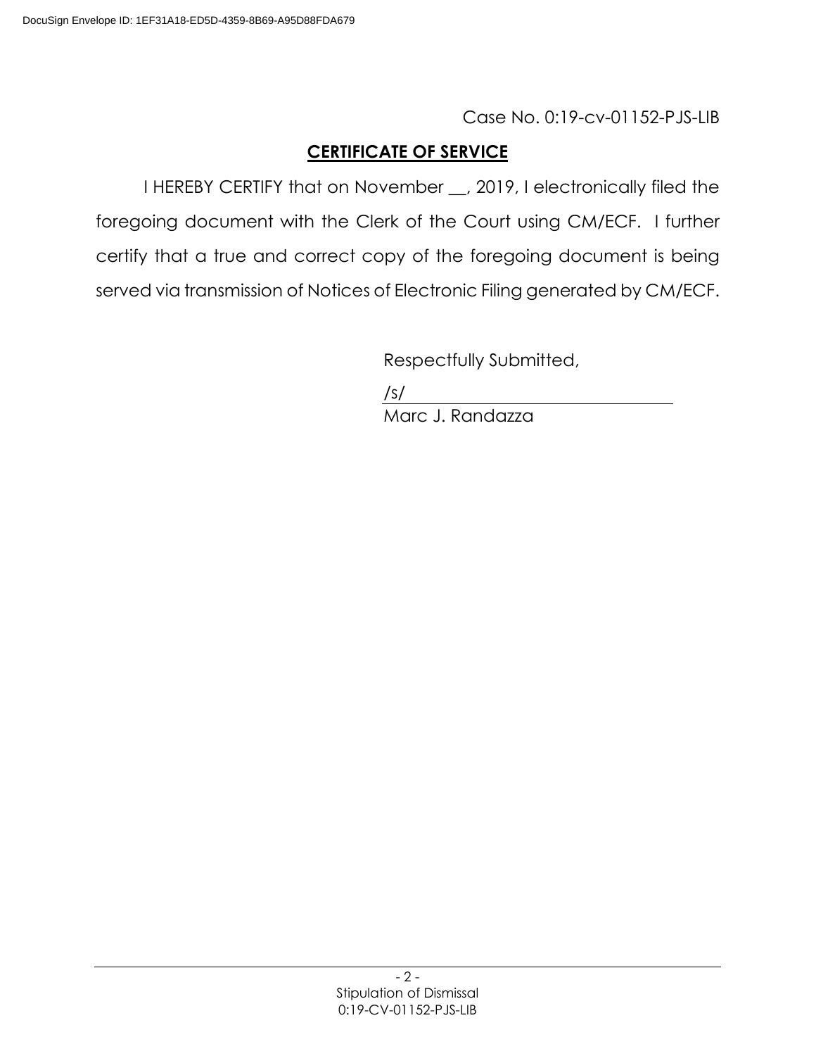Case No. 0:19-cv-01152-PJS-LIB

## CERTIFICATE OF SERVICE

I HEREBY CERTIFY that on November __, 2019, I electronically filed the foregoing document with the Clerk of the Court using CM/ECF. I further certify that a true and correct copy of the foregoing document is being served via transmission of Notices of Electronic Filing generated by CM/ECF.

Respectfully Submitted,

/s/

Marc J. Randazza